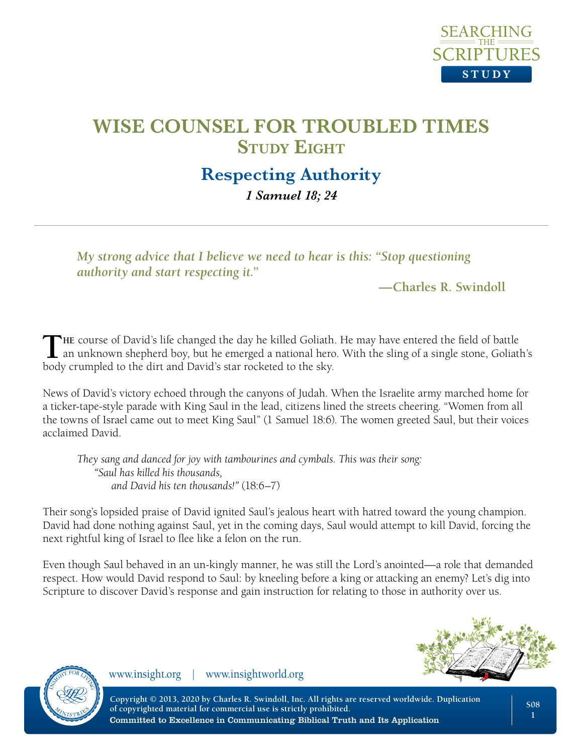# WISE COUNSEL FOR TROUBLED TIMES

## Study Eight

## Respecting Authority

***1 Samuel 18; 24***

---

*My strong advice that I believe we need to hear is this: "Stop questioning authority and start respecting it."*

**—Charles R. Swindoll**

The course of David's life changed the day he killed Goliath. He may have entered the field of battle an unknown shepherd boy, but he emerged a national hero. With the sling of a single stone, Goliath's body crumpled to the dirt and David's star rocketed to the sky.

News of David's victory echoed through the canyons of Judah. When the Israelite army marched home for a ticker-tape-style parade with King Saul in the lead, citizens lined the streets cheering. "Women from all the towns of Israel came out to meet King Saul" (1 Samuel 18:6). The women greeted Saul, but their voices acclaimed David.

> *They sang and danced for joy with tambourines and cymbals. This was their song:*
> *"Saul has killed his thousands,*
> *and David his ten thousands!"* (18:6–7)

Their song's lopsided praise of David ignited Saul's jealous heart with hatred toward the young champion. David had done nothing against Saul, yet in the coming days, Saul would attempt to kill David, forcing the next rightful king of Israel to flee like a felon on the run.

Even though Saul behaved in an un-kingly manner, he was still the Lord's anointed—a role that demanded respect. How would David respond to Saul: by kneeling before a king or attacking an enemy? Let's dig into Scripture to discover David's response and gain instruction for relating to those in authority over us.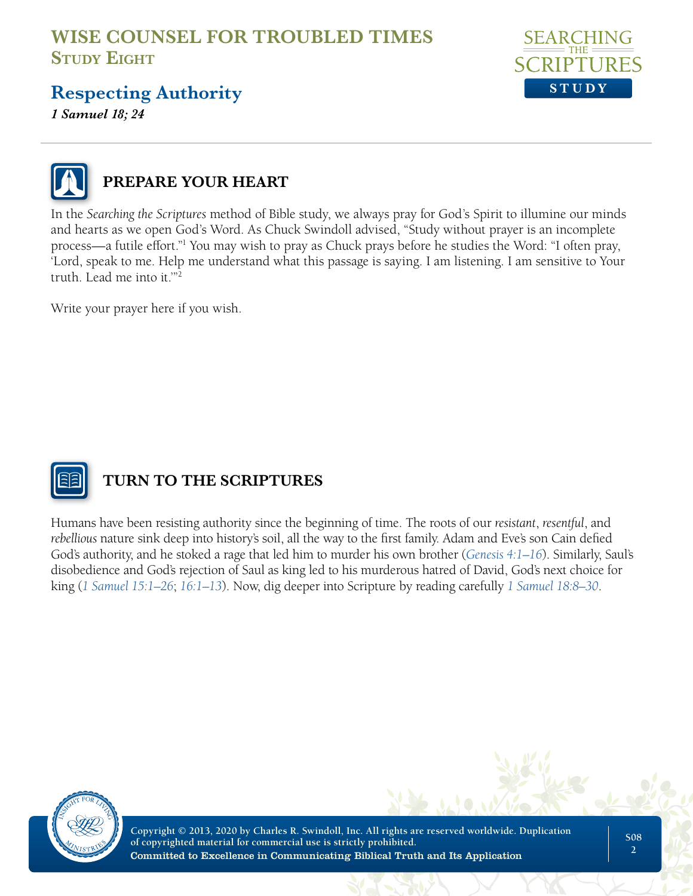# WISE COUNSEL FOR TROUBLED TIMES
## Study Eight

## Respecting Authority

***1 Samuel 18; 24***

## PREPARE YOUR HEART

In the *Searching the Scriptures* method of Bible study, we always pray for God's Spirit to illumine our minds and hearts as we open God's Word. As Chuck Swindoll advised, "Study without prayer is an incomplete process—a futile effort."[1] You may wish to pray as Chuck prays before he studies the Word: "I often pray, 'Lord, speak to me. Help me understand what this passage is saying. I am listening. I am sensitive to Your truth. Lead me into it.'"[2]

Write your prayer here if you wish.

## TURN TO THE SCRIPTURES

Humans have been resisting authority since the beginning of time. The roots of our *resistant*, *resentful*, and *rebellious* nature sink deep into history's soil, all the way to the first family. Adam and Eve's son Cain defied God's authority, and he stoked a rage that led him to murder his own brother (*Genesis 4:1–16*). Similarly, Saul's disobedience and God's rejection of Saul as king led to his murderous hatred of David, God's next choice for king (*1 Samuel 15:1–26*; *16:1–13*). Now, dig deeper into Scripture by reading carefully *1 Samuel 18:8–30*.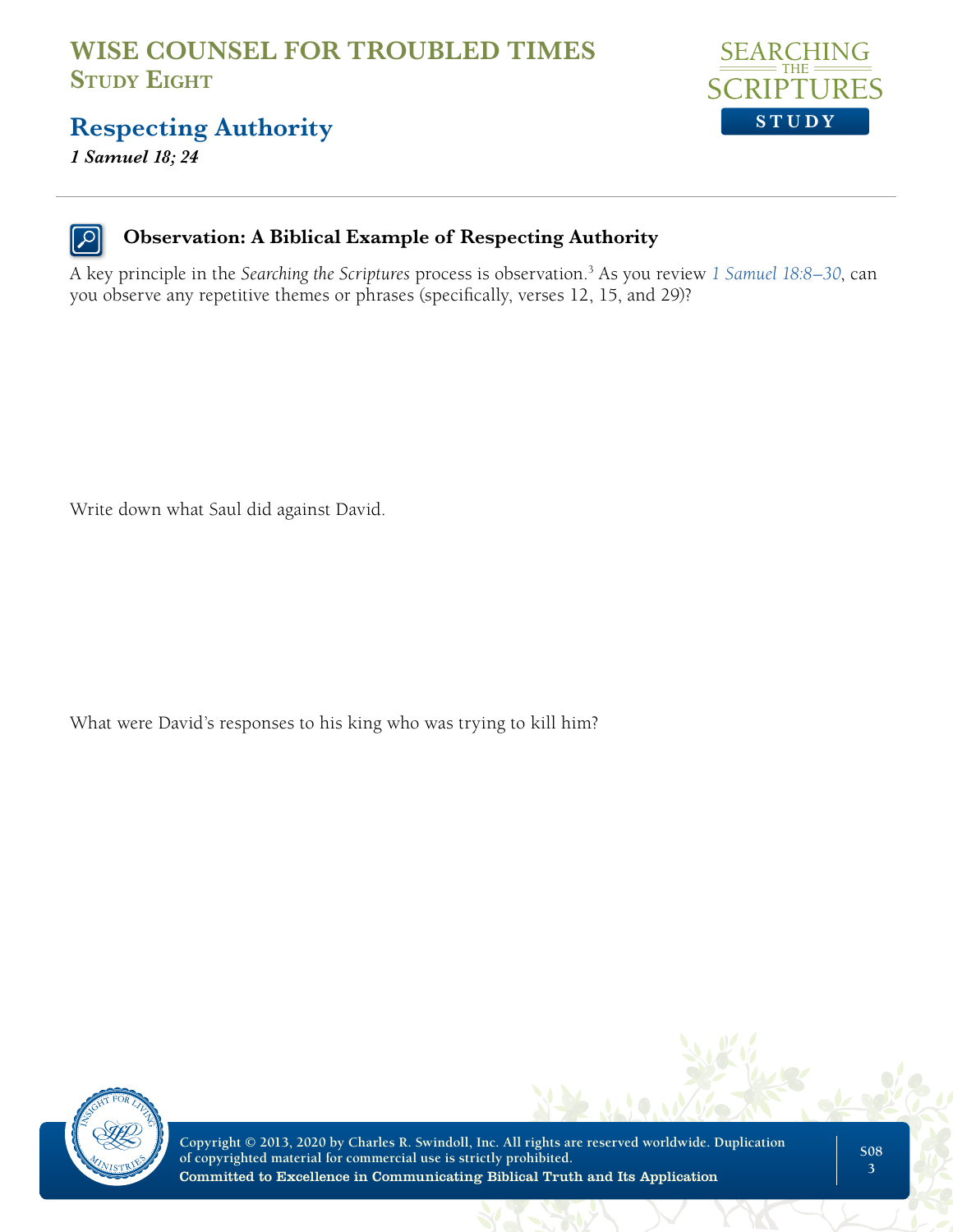# WISE COUNSEL FOR TROUBLED TIMES
## Study Eight

## Respecting Authority

***1 Samuel 18; 24***

### Observation: A Biblical Example of Respecting Authority

A key principle in the *Searching the Scriptures* process is observation.[3] As you review 1 Samuel 18:8–30, can you observe any repetitive themes or phrases (specifically, verses 12, 15, and 29)?

Write down what Saul did against David.

What were David's responses to his king who was trying to kill him?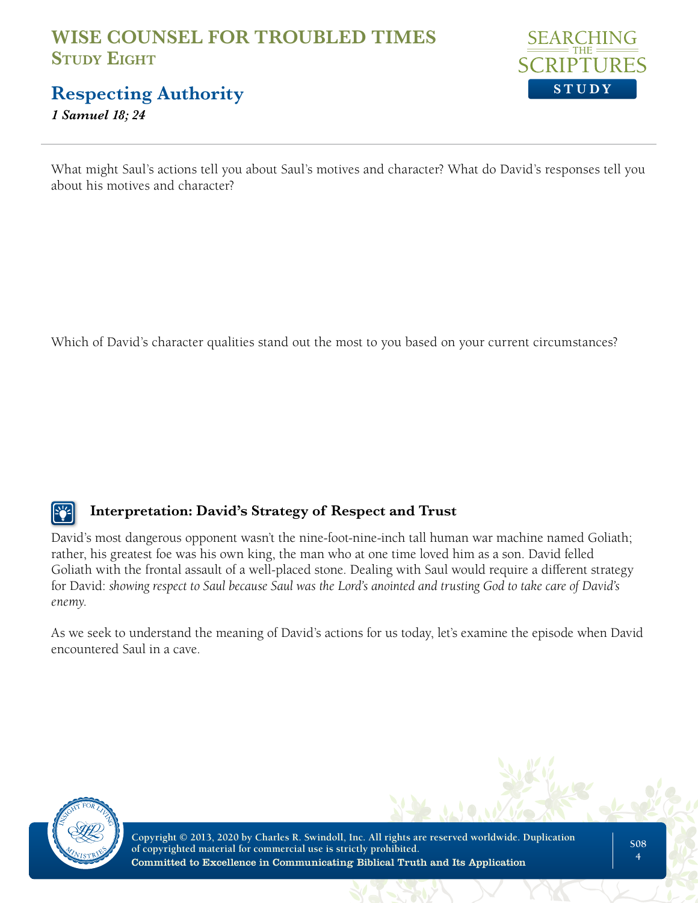What might Saul's actions tell you about Saul's motives and character? What do David's responses tell you about his motives and character?

Which of David's character qualities stand out the most to you based on your current circumstances?

### Interpretation: David's Strategy of Respect and Trust

David's most dangerous opponent wasn't the nine-foot-nine-inch tall human war machine named Goliath; rather, his greatest foe was his own king, the man who at one time loved him as a son. David felled Goliath with the frontal assault of a well-placed stone. Dealing with Saul would require a different strategy for David: *showing respect to Saul because Saul was the Lord's anointed and trusting God to take care of David's enemy.*

As we seek to understand the meaning of David's actions for us today, let's examine the episode when David encountered Saul in a cave.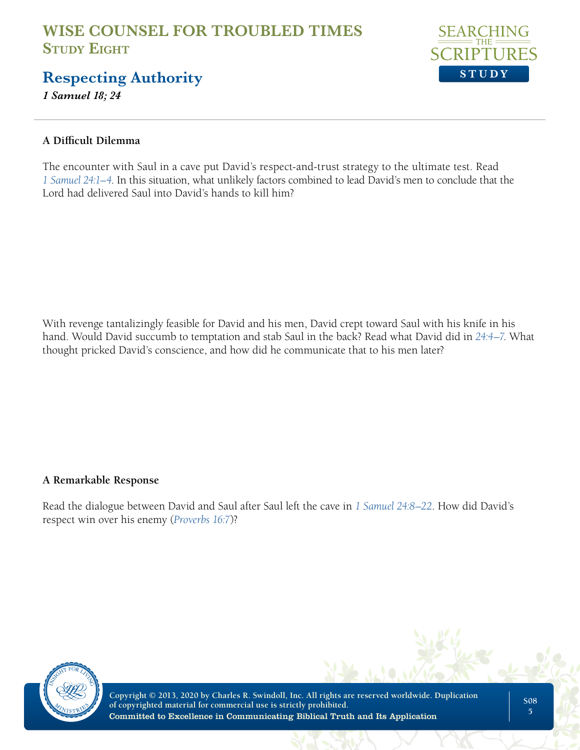# WISE COUNSEL FOR TROUBLED TIMES
## Study Eight

## Respecting Authority

***1 Samuel 18; 24***

---

**A Difficult Dilemma**

The encounter with Saul in a cave put David's respect-and-trust strategy to the ultimate test. Read *1 Samuel 24:1–4*. In this situation, what unlikely factors combined to lead David's men to conclude that the Lord had delivered Saul into David's hands to kill him?

With revenge tantalizingly feasible for David and his men, David crept toward Saul with his knife in his hand. Would David succumb to temptation and stab Saul in the back? Read what David did in *24:4–7*. What thought pricked David's conscience, and how did he communicate that to his men later?

**A Remarkable Response**

Read the dialogue between David and Saul after Saul left the cave in *1 Samuel 24:8–22*. How did David's respect win over his enemy (*Proverbs 16:7*)?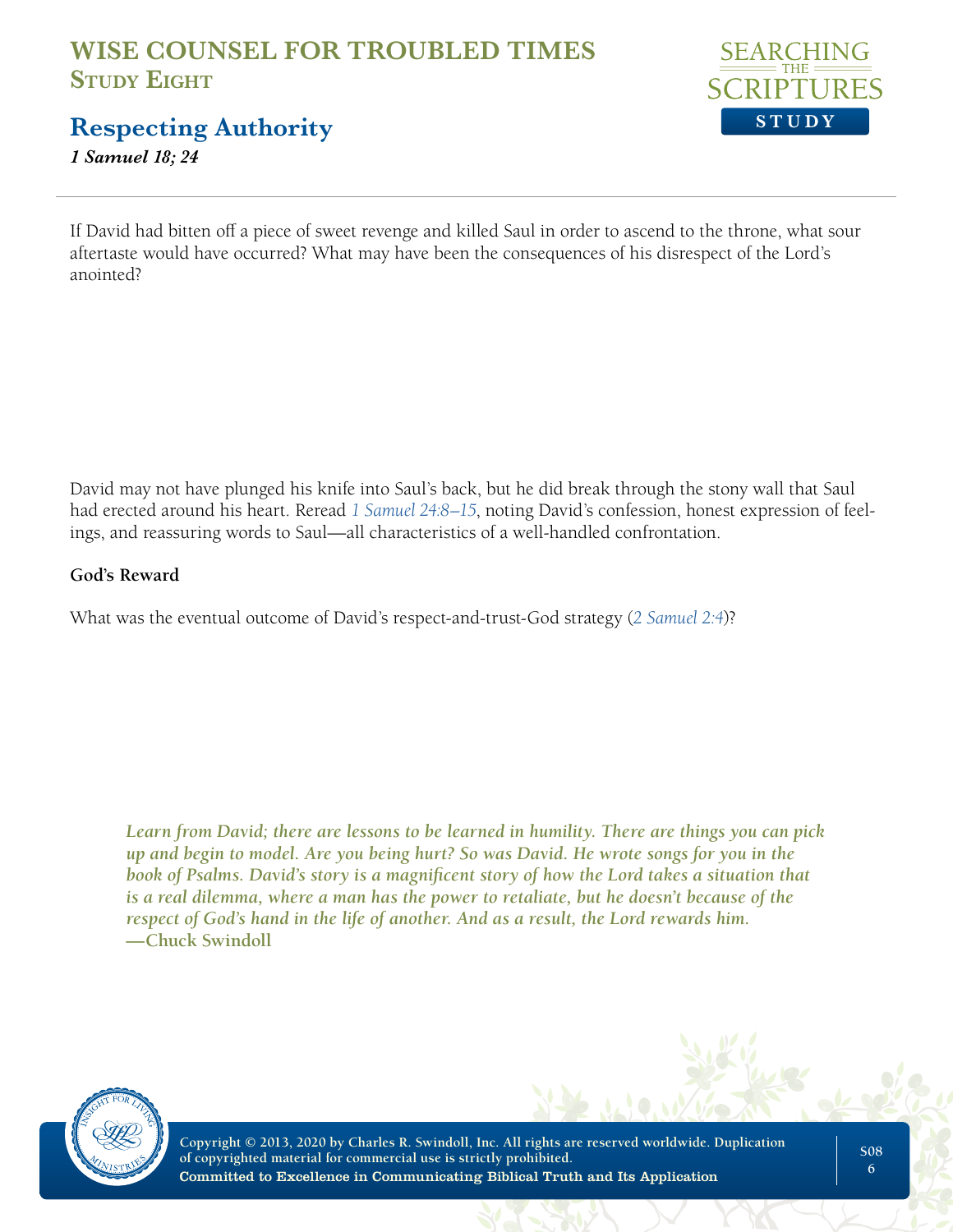If David had bitten off a piece of sweet revenge and killed Saul in order to ascend to the throne, what sour aftertaste would have occurred? What may have been the consequences of his disrespect of the Lord's anointed?

David may not have plunged his knife into Saul's back, but he did break through the stony wall that Saul had erected around his heart. Reread *1 Samuel 24:8–15*, noting David's confession, honest expression of feelings, and reassuring words to Saul—all characteristics of a well-handled confrontation.

**God's Reward**

What was the eventual outcome of David's respect-and-trust-God strategy (*2 Samuel 2:4*)?

***Learn from David; there are lessons to be learned in humility. There are things you can pick up and begin to model. Are you being hurt? So was David. He wrote songs for you in the book of Psalms. David's story is a magnificent story of how the Lord takes a situation that is a real dilemma, where a man has the power to retaliate, but he doesn't because of the respect of God's hand in the life of another. And as a result, the Lord rewards him.***
**—Chuck Swindoll**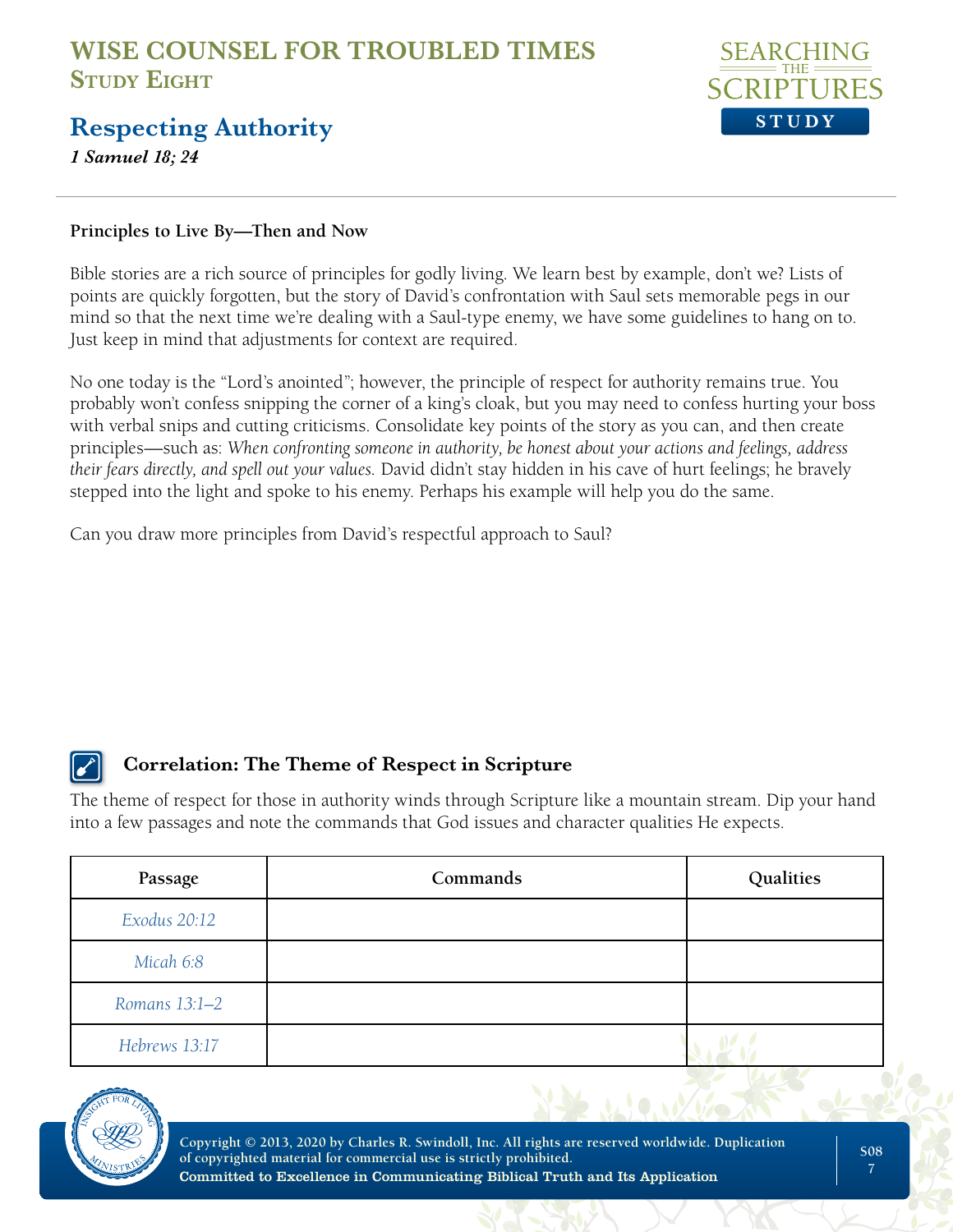# WISE COUNSEL FOR TROUBLED TIMES
## Study Eight

## Respecting Authority
*1 Samuel 18; 24*

**Principles to Live By—Then and Now**

Bible stories are a rich source of principles for godly living. We learn best by example, don't we? Lists of points are quickly forgotten, but the story of David's confrontation with Saul sets memorable pegs in our mind so that the next time we're dealing with a Saul-type enemy, we have some guidelines to hang on to. Just keep in mind that adjustments for context are required.

No one today is the "Lord's anointed"; however, the principle of respect for authority remains true. You probably won't confess snipping the corner of a king's cloak, but you may need to confess hurting your boss with verbal snips and cutting criticisms. Consolidate key points of the story as you can, and then create principles—such as: *When confronting someone in authority, be honest about your actions and feelings, address their fears directly, and spell out your values.* David didn't stay hidden in his cave of hurt feelings; he bravely stepped into the light and spoke to his enemy. Perhaps his example will help you do the same.

Can you draw more principles from David's respectful approach to Saul?

### Correlation: The Theme of Respect in Scripture

The theme of respect for those in authority winds through Scripture like a mountain stream. Dip your hand into a few passages and note the commands that God issues and character qualities He expects.

| Passage | Commands | Qualities |
|---|---|---|
| *Exodus 20:12* | | |
| *Micah 6:8* | | |
| *Romans 13:1–2* | | |
| *Hebrews 13:17* | | |

Copyright © 2013, 2020 by Charles R. Swindoll, Inc. All rights are reserved worldwide. Duplication of copyrighted material for commercial use is strictly prohibited.
Committed to Excellence in Communicating Biblical Truth and Its Application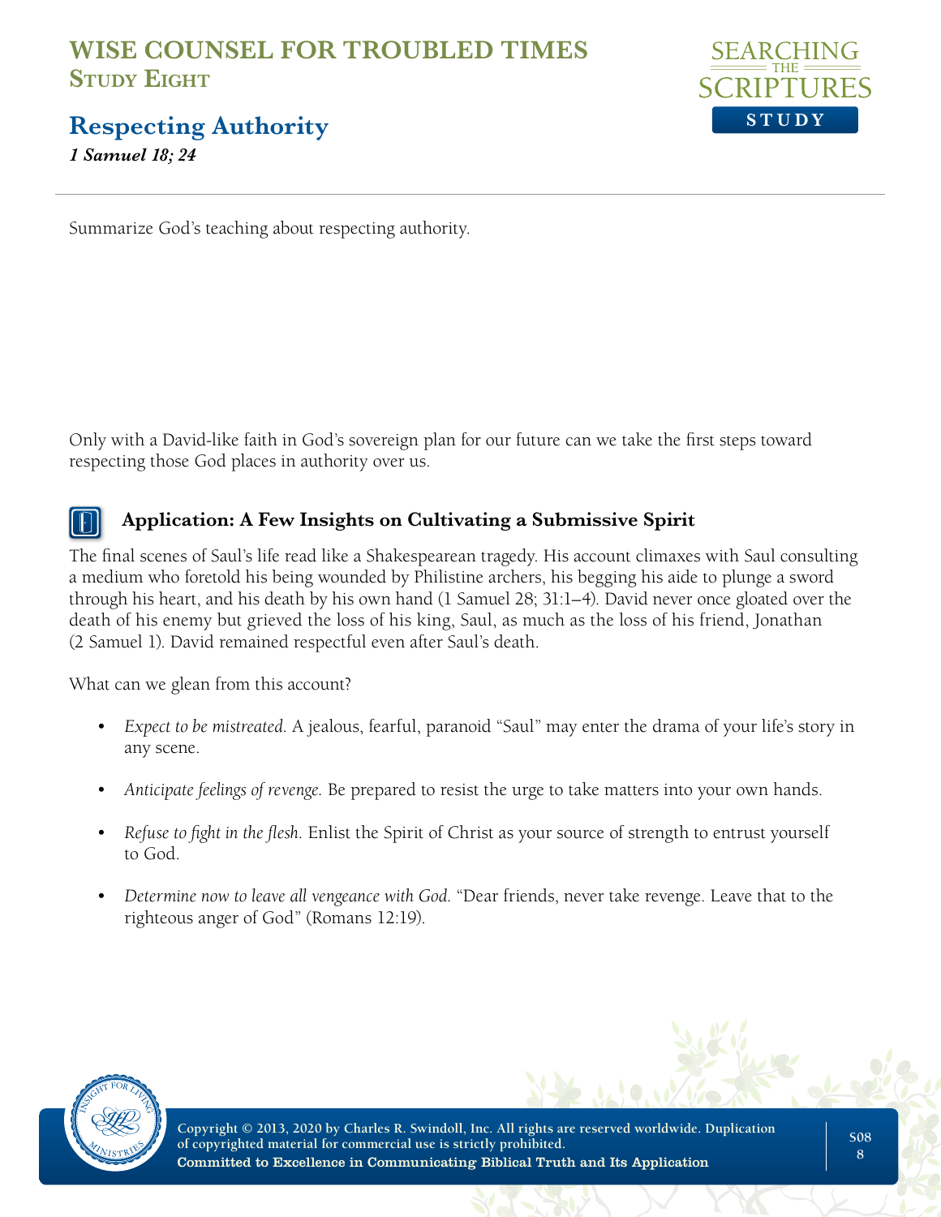Summarize God's teaching about respecting authority.

Only with a David-like faith in God's sovereign plan for our future can we take the first steps toward respecting those God places in authority over us.

### Application: A Few Insights on Cultivating a Submissive Spirit

The final scenes of Saul's life read like a Shakespearean tragedy. His account climaxes with Saul consulting a medium who foretold his being wounded by Philistine archers, his begging his aide to plunge a sword through his heart, and his death by his own hand (1 Samuel 28; 31:1–4). David never once gloated over the death of his enemy but grieved the loss of his king, Saul, as much as the loss of his friend, Jonathan (2 Samuel 1). David remained respectful even after Saul's death.

What can we glean from this account?

- *Expect to be mistreated.* A jealous, fearful, paranoid "Saul" may enter the drama of your life's story in any scene.
- *Anticipate feelings of revenge.* Be prepared to resist the urge to take matters into your own hands.
- *Refuse to fight in the flesh.* Enlist the Spirit of Christ as your source of strength to entrust yourself to God.
- *Determine now to leave all vengeance with God.* "Dear friends, never take revenge. Leave that to the righteous anger of God" (Romans 12:19).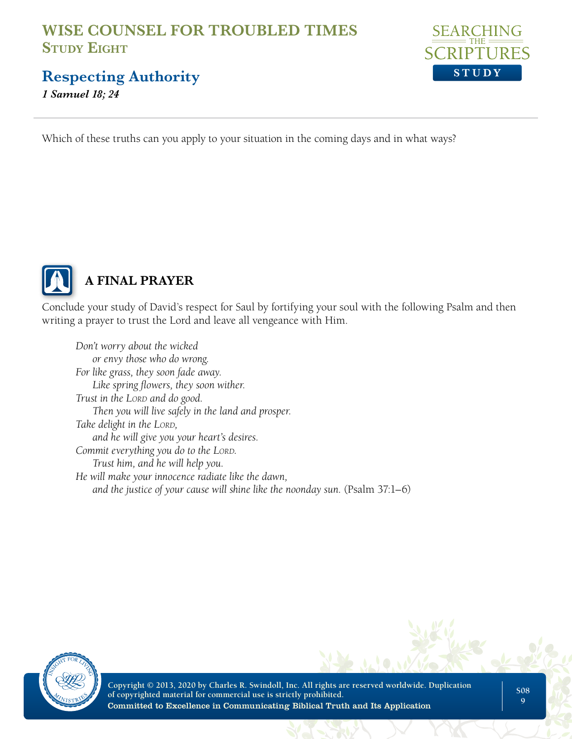Which of these truths can you apply to your situation in the coming days and in what ways?

## A FINAL PRAYER

Conclude your study of David's respect for Saul by fortifying your soul with the following Psalm and then writing a prayer to trust the Lord and leave all vengeance with Him.

> *Don't worry about the wicked*
> *or envy those who do wrong.*
> *For like grass, they soon fade away.*
> *Like spring flowers, they soon wither.*
> *Trust in the Lord and do good.*
> *Then you will live safely in the land and prosper.*
> *Take delight in the Lord,*
> *and he will give you your heart's desires.*
> *Commit everything you do to the Lord.*
> *Trust him, and he will help you.*
> *He will make your innocence radiate like the dawn,*
> *and the justice of your cause will shine like the noonday sun.* (Psalm 37:1–6)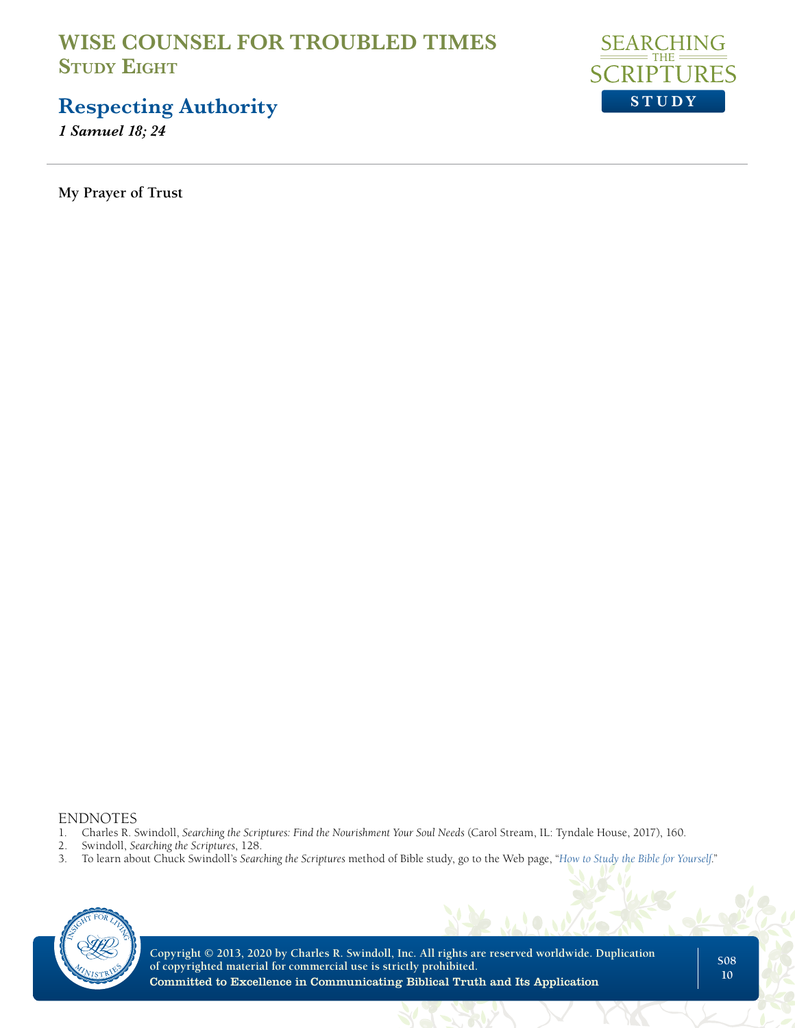My Prayer of Trust

ENDNOTES

1. Charles R. Swindoll, *Searching the Scriptures: Find the Nourishment Your Soul Needs* (Carol Stream, IL: Tyndale House, 2017), 160.
2. Swindoll, *Searching the Scriptures*, 128.
3. To learn about Chuck Swindoll's *Searching the Scriptures* method of Bible study, go to the Web page, "*How to Study the Bible for Yourself*."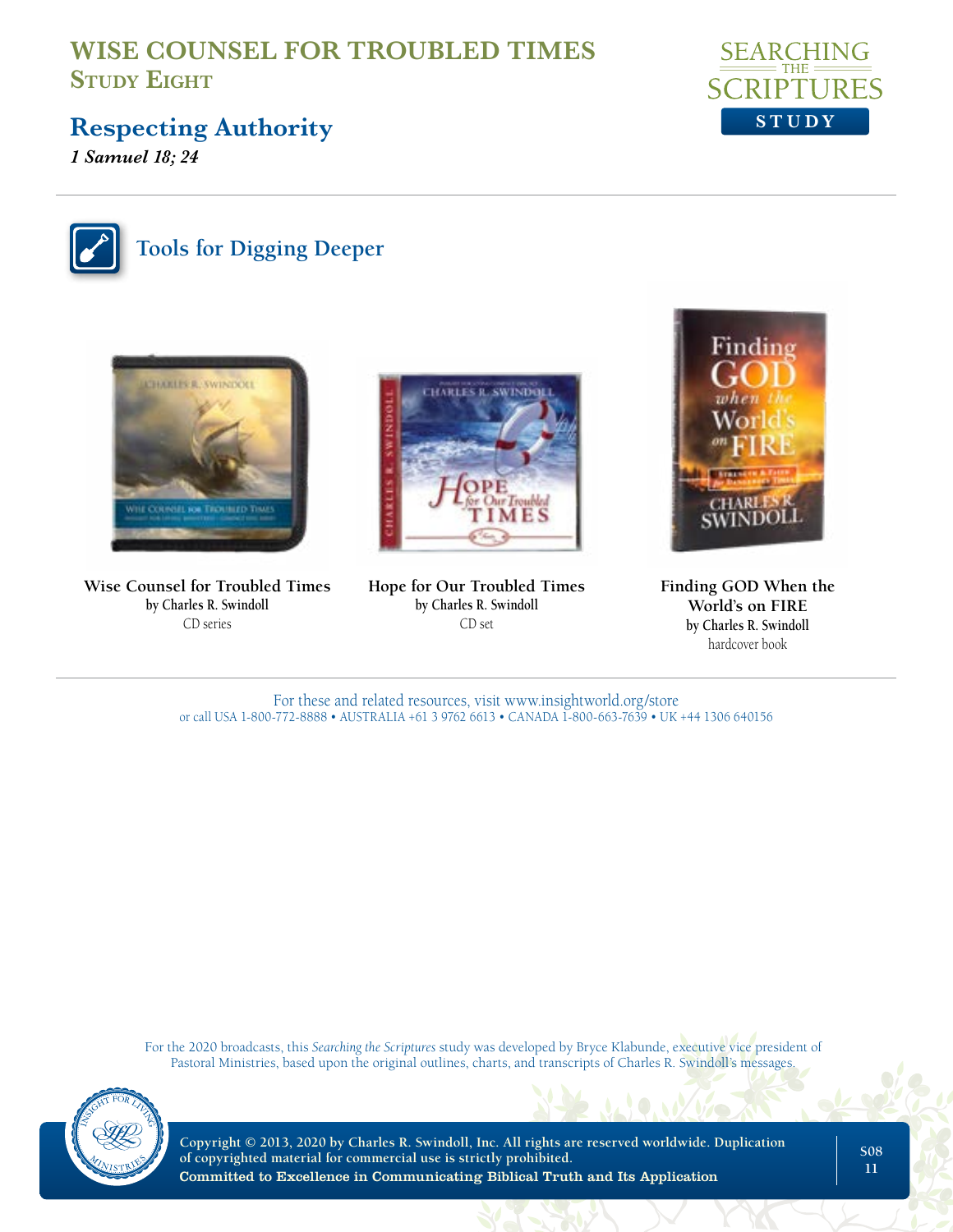# WISE COUNSEL FOR TROUBLED TIMES

## Study Eight

## Respecting Authority

*1 Samuel 18; 24*

### Tools for Digging Deeper

**Wise Counsel for Troubled Times**
by Charles R. Swindoll
CD series

**Hope for Our Troubled Times**
by Charles R. Swindoll
CD set

**Finding GOD When the World's on FIRE**
by Charles R. Swindoll
hardcover book

For these and related resources, visit www.insightworld.org/store
or call USA 1-800-772-8888 • AUSTRALIA +61 3 9762 6613 • CANADA 1-800-663-7639 • UK +44 1306 640156

For the 2020 broadcasts, this *Searching the Scriptures* study was developed by Bryce Klabunde, executive vice president of Pastoral Ministries, based upon the original outlines, charts, and transcripts of Charles R. Swindoll's messages.

Copyright © 2013, 2020 by Charles R. Swindoll, Inc. All rights are reserved worldwide. Duplication of copyrighted material for commercial use is strictly prohibited.
**Committed to Excellence in Communicating Biblical Truth and Its Application**